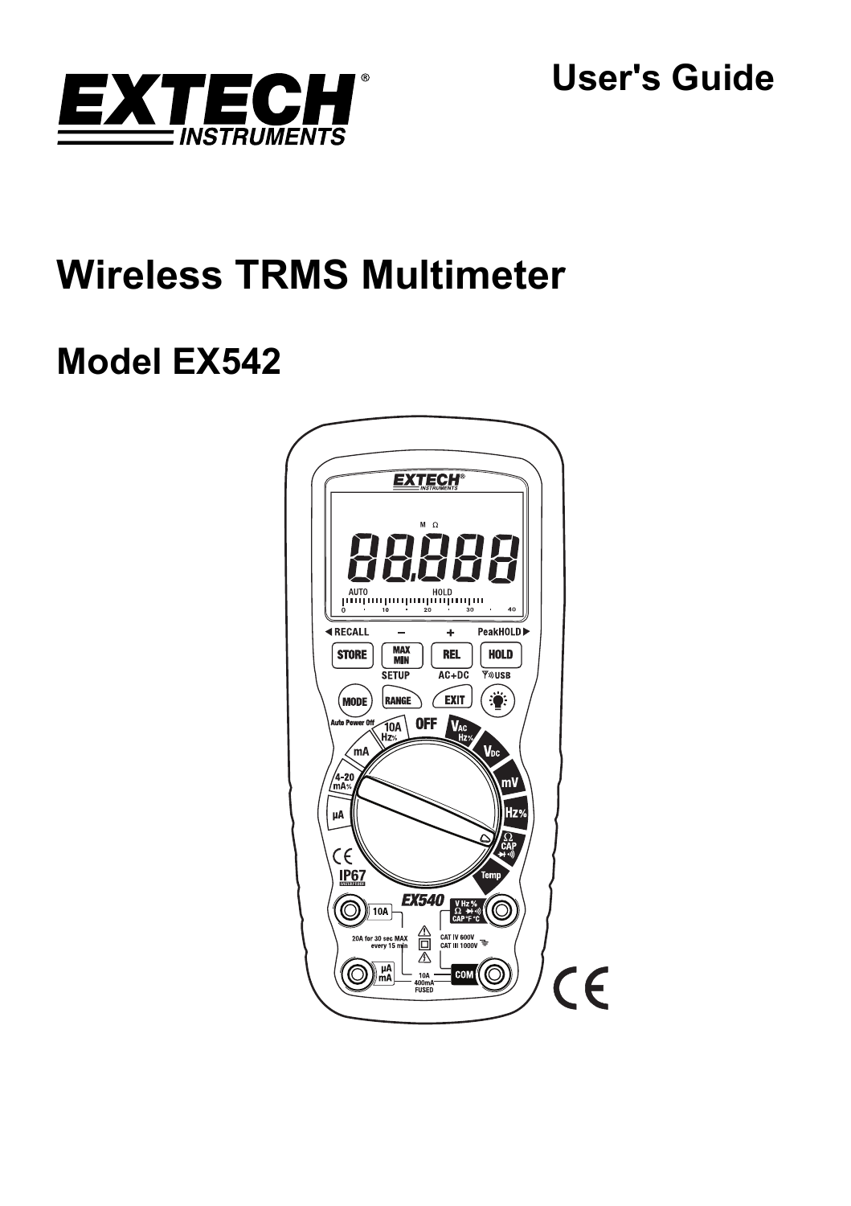EXTECH INSTRUMENTS

# User's Guide

# Wireless TRMS Multimeter

## Model EX542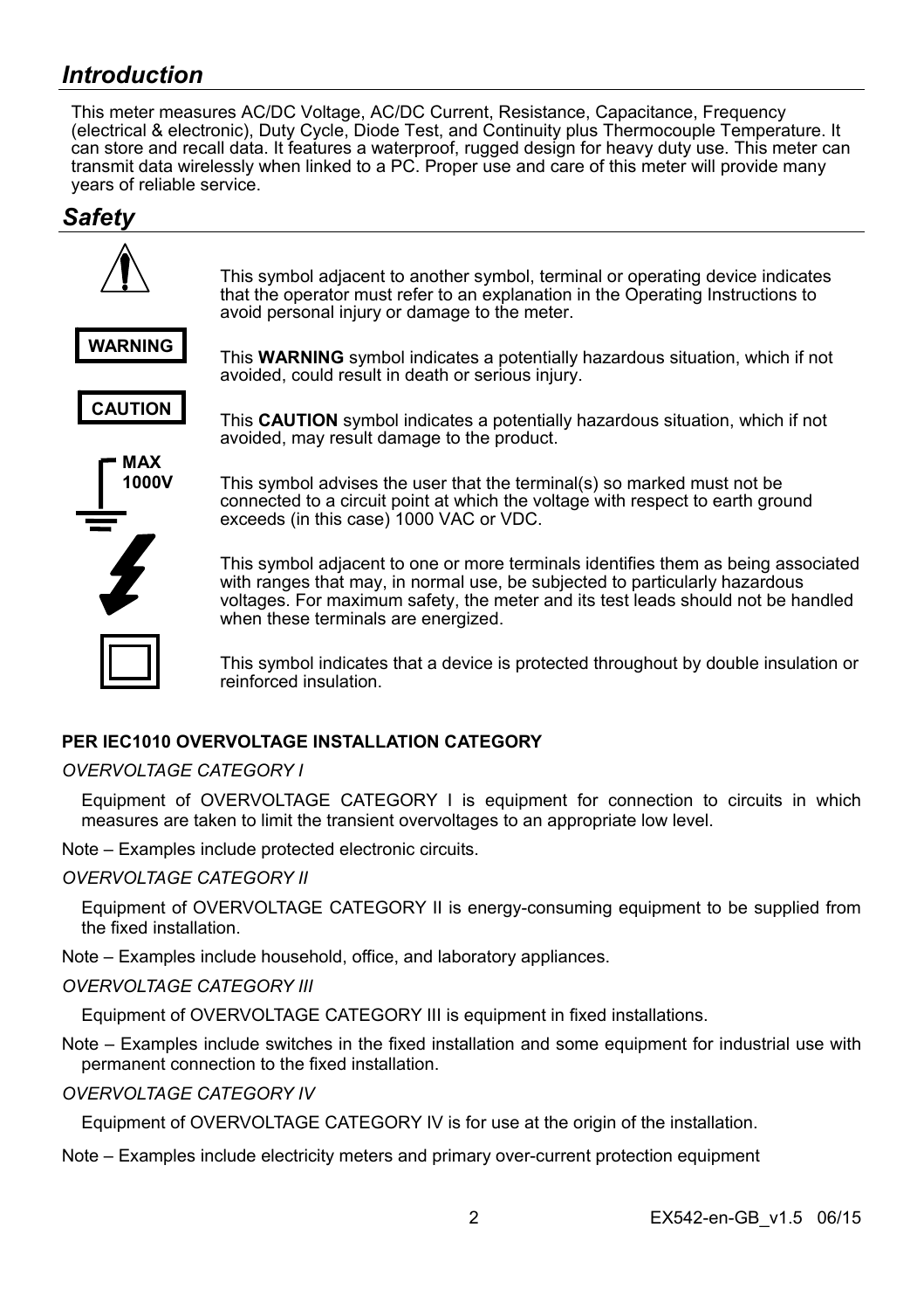## *Introduction*

This meter measures AC/DC Voltage, AC/DC Current, Resistance, Capacitance, Frequency (electrical & electronic), Duty Cycle, Diode Test, and Continuity plus Thermocouple Temperature. It can store and recall data. It features a waterproof, rugged design for heavy duty use. This meter can transmit data wirelessly when linked to a PC. Proper use and care of this meter will provide many years of reliable service.

## *Safety*

This symbol adjacent to another symbol, terminal or operating device indicates that the operator must refer to an explanation in the Operating Instructions to avoid personal injury or damage to the meter.

**WARNING** — This **WARNING** symbol indicates a potentially hazardous situation, which if not avoided, could result in death or serious injury.

**CAUTION** — This **CAUTION** symbol indicates a potentially hazardous situation, which if not avoided, may result damage to the product.

**MAX 1000V** — This symbol advises the user that the terminal(s) so marked must not be connected to a circuit point at which the voltage with respect to earth ground exceeds (in this case) 1000 VAC or VDC.

This symbol adjacent to one or more terminals identifies them as being associated with ranges that may, in normal use, be subjected to particularly hazardous voltages. For maximum safety, the meter and its test leads should not be handled when these terminals are energized.

This symbol indicates that a device is protected throughout by double insulation or reinforced insulation.

**PER IEC1010 OVERVOLTAGE INSTALLATION CATEGORY**

*OVERVOLTAGE CATEGORY I*

Equipment of OVERVOLTAGE CATEGORY I is equipment for connection to circuits in which measures are taken to limit the transient overvoltages to an appropriate low level.

Note – Examples include protected electronic circuits.

*OVERVOLTAGE CATEGORY II*

Equipment of OVERVOLTAGE CATEGORY II is energy-consuming equipment to be supplied from the fixed installation.

Note – Examples include household, office, and laboratory appliances.

*OVERVOLTAGE CATEGORY III*

Equipment of OVERVOLTAGE CATEGORY III is equipment in fixed installations.

Note – Examples include switches in the fixed installation and some equipment for industrial use with permanent connection to the fixed installation.

*OVERVOLTAGE CATEGORY IV*

Equipment of OVERVOLTAGE CATEGORY IV is for use at the origin of the installation.

Note – Examples include electricity meters and primary over-current protection equipment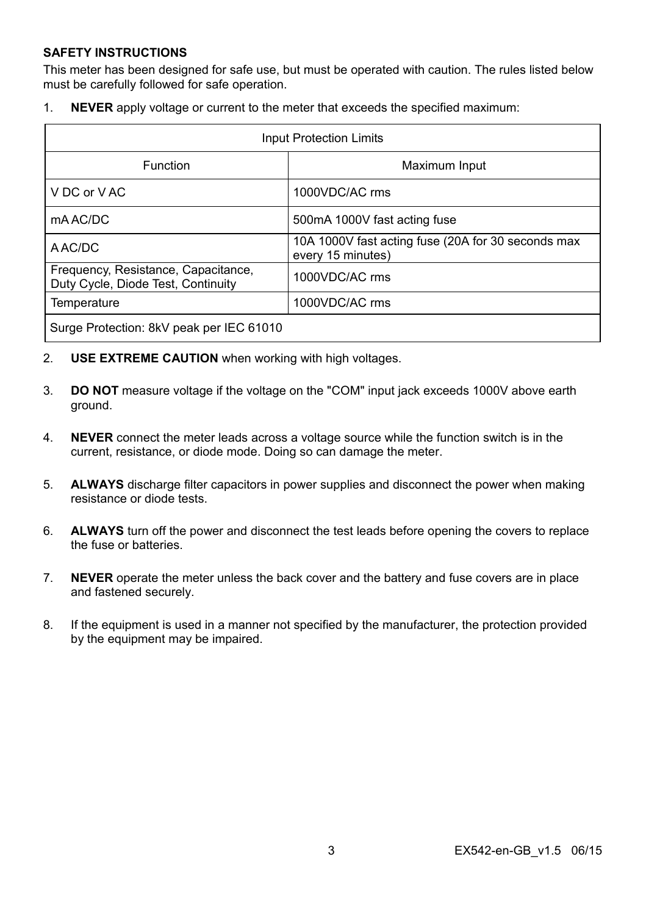**SAFETY INSTRUCTIONS**

This meter has been designed for safe use, but must be operated with caution. The rules listed below must be carefully followed for safe operation.

1. **NEVER** apply voltage or current to the meter that exceeds the specified maximum:

| Input Protection Limits | |
|---|---|
| Function | Maximum Input |
| V DC or V AC | 1000VDC/AC rms |
| mA AC/DC | 500mA 1000V fast acting fuse |
| A AC/DC | 10A 1000V fast acting fuse (20A for 30 seconds max every 15 minutes) |
| Frequency, Resistance, Capacitance, Duty Cycle, Diode Test, Continuity | 1000VDC/AC rms |
| Temperature | 1000VDC/AC rms |
| Surge Protection: 8kV peak per IEC 61010 | |

2. **USE EXTREME CAUTION** when working with high voltages.

3. **DO NOT** measure voltage if the voltage on the "COM" input jack exceeds 1000V above earth ground.

4. **NEVER** connect the meter leads across a voltage source while the function switch is in the current, resistance, or diode mode. Doing so can damage the meter.

5. **ALWAYS** discharge filter capacitors in power supplies and disconnect the power when making resistance or diode tests.

6. **ALWAYS** turn off the power and disconnect the test leads before opening the covers to replace the fuse or batteries.

7. **NEVER** operate the meter unless the back cover and the battery and fuse covers are in place and fastened securely.

8. If the equipment is used in a manner not specified by the manufacturer, the protection provided by the equipment may be impaired.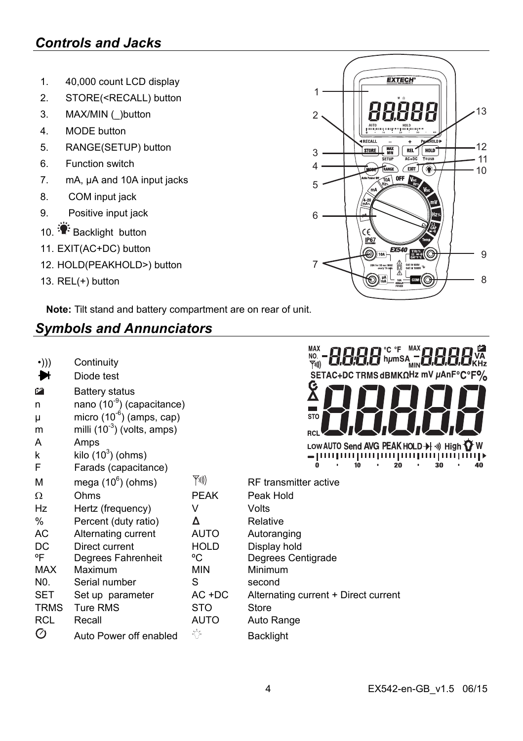## *Controls and Jacks*

1. 40,000 count LCD display
2. STORE(<RECALL) button
3. MAX/MIN (_)button
4. MODE button
5. RANGE(SETUP) button
6. Function switch
7. mA, µA and 10A input jacks
8. COM input jack
9. Positive input jack
10. Backlight button
11. EXIT(AC+DC) button
12. HOLD(PEAKHOLD>) button
13. REL(+) button

**Note:** Tilt stand and battery compartment are on rear of unit.

## *Symbols and Annunciators*

| Symbol | Meaning | Symbol | Meaning |
|---|---|---|---|
| •))) | Continuity | | |
| ➔| | Diode test | | |
| | Battery status | | |
| n | nano ($10^{-9}$) (capacitance) | | |
| µ | micro ($10^{-6}$) (amps, cap) | | |
| m | milli ($10^{-3}$) (volts, amps) | | |
| A | Amps | | |
| k | kilo ($10^{3}$) (ohms) | | |
| F | Farads (capacitance) | | |
| M | mega ($10^{6}$) (ohms) | | RF transmitter active |
| Ω | Ohms | PEAK | Peak Hold |
| Hz | Hertz (frequency) | V | Volts |
| % | Percent (duty ratio) | Δ | Relative |
| AC | Alternating current | AUTO | Autoranging |
| DC | Direct current | HOLD | Display hold |
| ºF | Degrees Fahrenheit | ºC | Degrees Centigrade |
| MAX | Maximum | MIN | Minimum |
| N0. | Serial number | S | second |
| SET | Set up parameter | AC +DC | Alternating current + Direct current |
| TRMS | Ture RMS | STO | Store |
| RCL | Recall | AUTO | Auto Range |
| | Auto Power off enabled | | Backlight |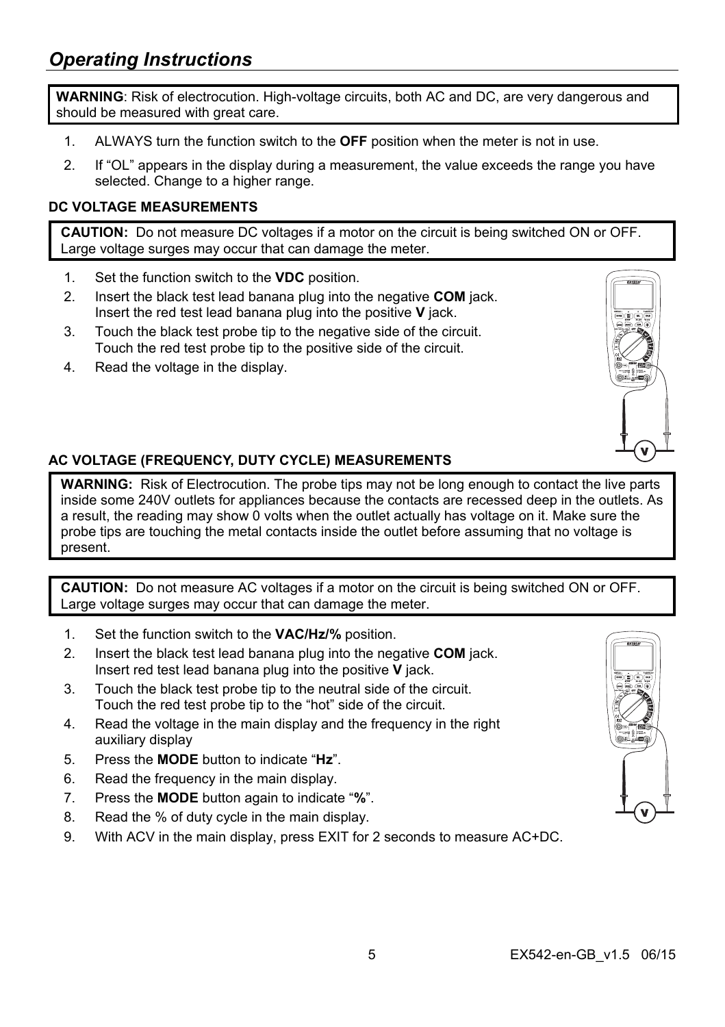## *Operating Instructions*

**WARNING**: Risk of electrocution. High-voltage circuits, both AC and DC, are very dangerous and should be measured with great care.

1. ALWAYS turn the function switch to the **OFF** position when the meter is not in use.
2. If "OL" appears in the display during a measurement, the value exceeds the range you have selected. Change to a higher range.

### DC VOLTAGE MEASUREMENTS

**CAUTION:** Do not measure DC voltages if a motor on the circuit is being switched ON or OFF. Large voltage surges may occur that can damage the meter.

1. Set the function switch to the **VDC** position.
2. Insert the black test lead banana plug into the negative **COM** jack. Insert the red test lead banana plug into the positive **V** jack.
3. Touch the black test probe tip to the negative side of the circuit. Touch the red test probe tip to the positive side of the circuit.
4. Read the voltage in the display.

### AC VOLTAGE (FREQUENCY, DUTY CYCLE) MEASUREMENTS

**WARNING:** Risk of Electrocution. The probe tips may not be long enough to contact the live parts inside some 240V outlets for appliances because the contacts are recessed deep in the outlets. As a result, the reading may show 0 volts when the outlet actually has voltage on it. Make sure the probe tips are touching the metal contacts inside the outlet before assuming that no voltage is present.

**CAUTION:** Do not measure AC voltages if a motor on the circuit is being switched ON or OFF. Large voltage surges may occur that can damage the meter.

1. Set the function switch to the **VAC/Hz/%** position.
2. Insert the black test lead banana plug into the negative **COM** jack. Insert red test lead banana plug into the positive **V** jack.
3. Touch the black test probe tip to the neutral side of the circuit. Touch the red test probe tip to the "hot" side of the circuit.
4. Read the voltage in the main display and the frequency in the right auxiliary display
5. Press the **MODE** button to indicate "**Hz**".
6. Read the frequency in the main display.
7. Press the **MODE** button again to indicate "**%**".
8. Read the % of duty cycle in the main display.
9. With ACV in the main display, press EXIT for 2 seconds to measure AC+DC.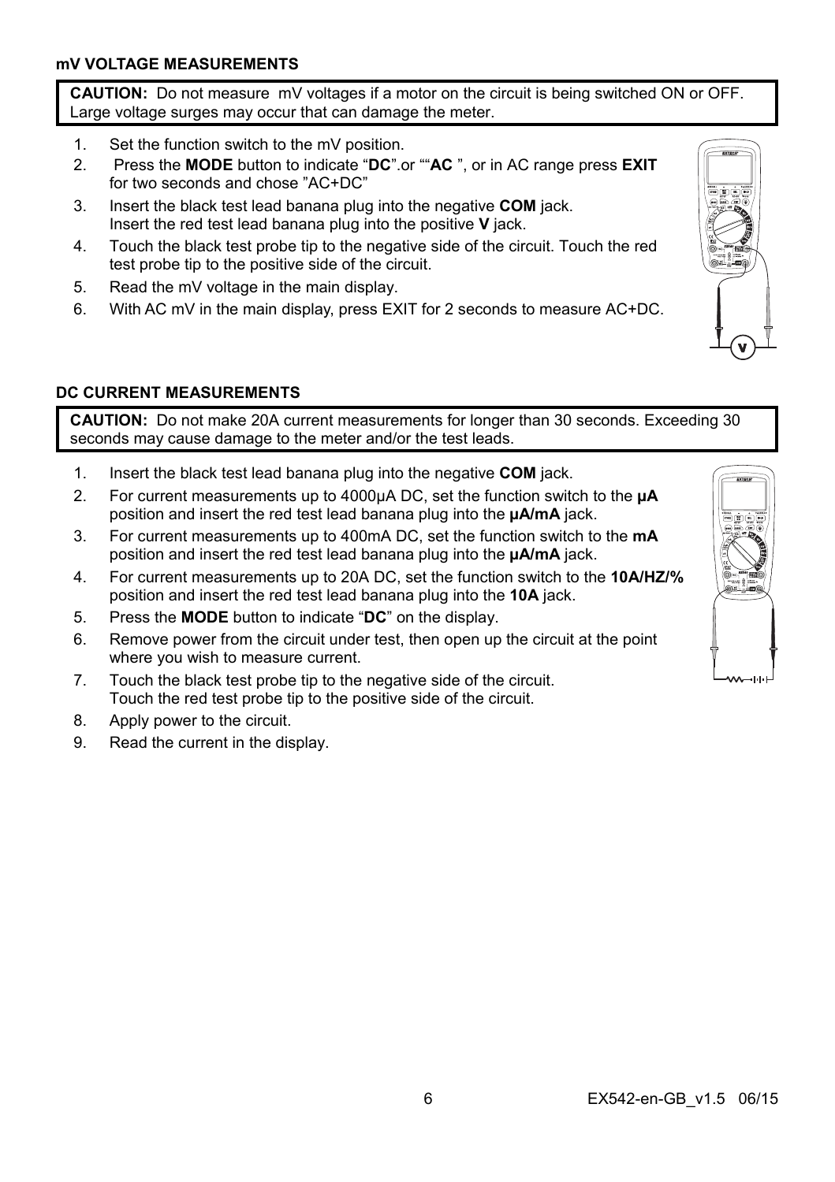### mV VOLTAGE MEASUREMENTS

**CAUTION:** Do not measure mV voltages if a motor on the circuit is being switched ON or OFF. Large voltage surges may occur that can damage the meter.

1. Set the function switch to the mV position.
2. Press the **MODE** button to indicate "**DC**".or ""**AC** ", or in AC range press **EXIT** for two seconds and chose "AC+DC"
3. Insert the black test lead banana plug into the negative **COM** jack. Insert the red test lead banana plug into the positive **V** jack.
4. Touch the black test probe tip to the negative side of the circuit. Touch the red test probe tip to the positive side of the circuit.
5. Read the mV voltage in the main display.
6. With AC mV in the main display, press EXIT for 2 seconds to measure AC+DC.

### DC CURRENT MEASUREMENTS

**CAUTION:** Do not make 20A current measurements for longer than 30 seconds. Exceeding 30 seconds may cause damage to the meter and/or the test leads.

1. Insert the black test lead banana plug into the negative **COM** jack.
2. For current measurements up to 4000µA DC, set the function switch to the **µA** position and insert the red test lead banana plug into the **µA/mA** jack.
3. For current measurements up to 400mA DC, set the function switch to the **mA** position and insert the red test lead banana plug into the **µA/mA** jack.
4. For current measurements up to 20A DC, set the function switch to the **10A/HZ/%** position and insert the red test lead banana plug into the **10A** jack.
5. Press the **MODE** button to indicate "**DC**" on the display.
6. Remove power from the circuit under test, then open up the circuit at the point where you wish to measure current.
7. Touch the black test probe tip to the negative side of the circuit. Touch the red test probe tip to the positive side of the circuit.
8. Apply power to the circuit.
9. Read the current in the display.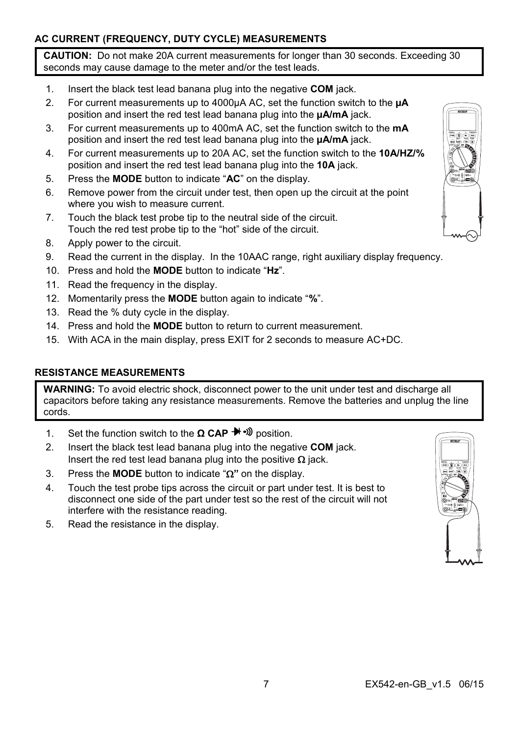### AC CURRENT (FREQUENCY, DUTY CYCLE) MEASUREMENTS

**CAUTION:** Do not make 20A current measurements for longer than 30 seconds. Exceeding 30 seconds may cause damage to the meter and/or the test leads.

1. Insert the black test lead banana plug into the negative **COM** jack.
2. For current measurements up to 4000µA AC, set the function switch to the **µA** position and insert the red test lead banana plug into the **µA/mA** jack.
3. For current measurements up to 400mA AC, set the function switch to the **mA** position and insert the red test lead banana plug into the **µA/mA** jack.
4. For current measurements up to 20A AC, set the function switch to the **10A/HZ/%** position and insert the red test lead banana plug into the **10A** jack.
5. Press the **MODE** button to indicate "**AC**" on the display.
6. Remove power from the circuit under test, then open up the circuit at the point where you wish to measure current.
7. Touch the black test probe tip to the neutral side of the circuit. Touch the red test probe tip to the "hot" side of the circuit.
8. Apply power to the circuit.
9. Read the current in the display. In the 10AAC range, right auxiliary display frequency.
10. Press and hold the **MODE** button to indicate "**Hz**".
11. Read the frequency in the display.
12. Momentarily press the **MODE** button again to indicate "**%**".
13. Read the % duty cycle in the display.
14. Press and hold the **MODE** button to return to current measurement.
15. With ACA in the main display, press EXIT for 2 seconds to measure AC+DC.

### RESISTANCE MEASUREMENTS

**WARNING:** To avoid electric shock, disconnect power to the unit under test and discharge all capacitors before taking any resistance measurements. Remove the batteries and unplug the line cords.

1. Set the function switch to the **Ω CAP** ➔⊦ •))) position.
2. Insert the black test lead banana plug into the negative **COM** jack. Insert the red test lead banana plug into the positive Ω jack.
3. Press the **MODE** button to indicate "**Ω**" on the display.
4. Touch the test probe tips across the circuit or part under test. It is best to disconnect one side of the part under test so the rest of the circuit will not interfere with the resistance reading.
5. Read the resistance in the display.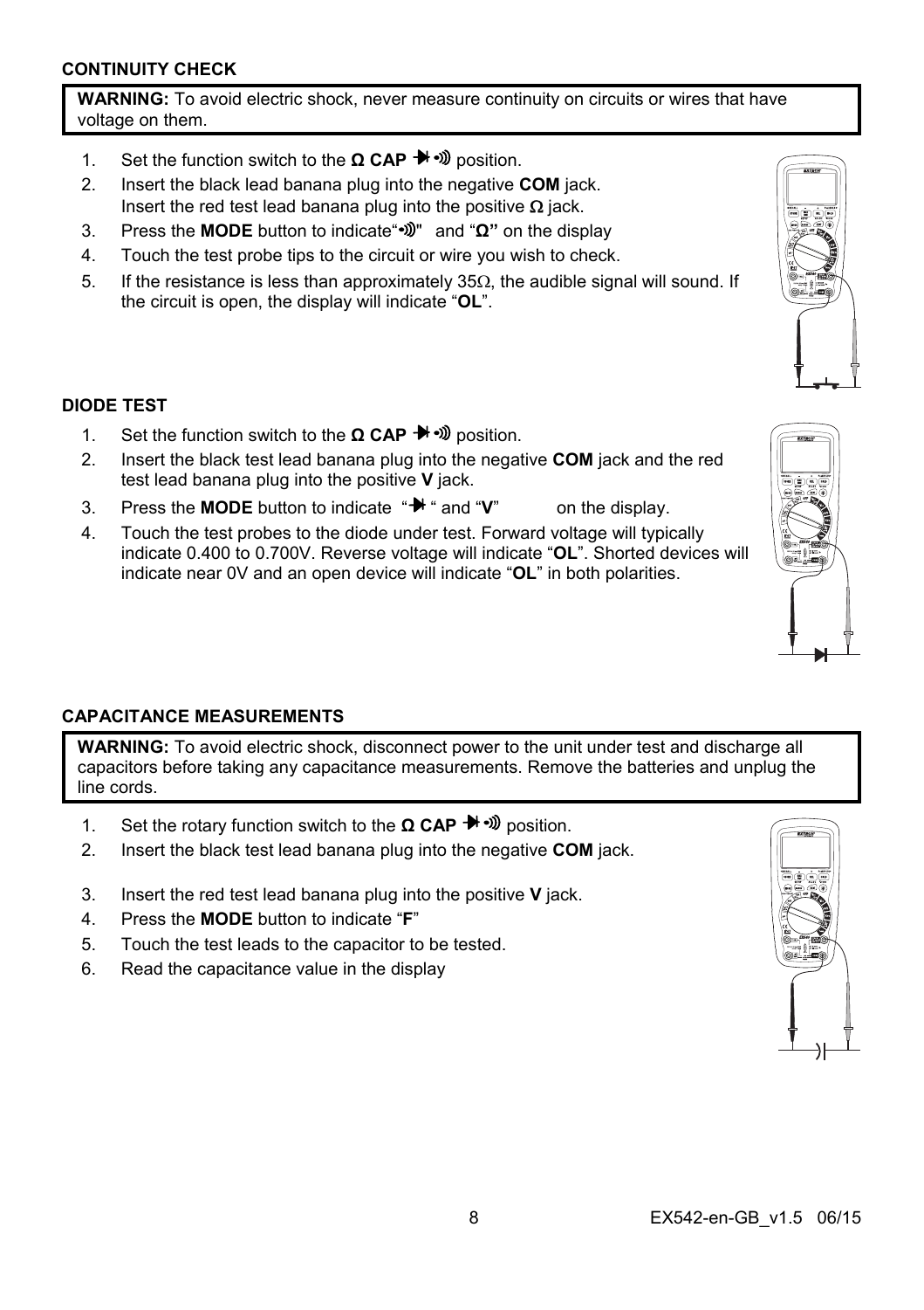### CONTINUITY CHECK

**WARNING:** To avoid electric shock, never measure continuity on circuits or wires that have voltage on them.

1. Set the function switch to the **Ω CAP** ➔•))) position.
2. Insert the black lead banana plug into the negative **COM** jack. Insert the red test lead banana plug into the positive **Ω** jack.
3. Press the **MODE** button to indicate "•)))" and "**Ω**" on the display
4. Touch the test probe tips to the circuit or wire you wish to check.
5. If the resistance is less than approximately 35Ω, the audible signal will sound. If the circuit is open, the display will indicate "**OL**".

### DIODE TEST

1. Set the function switch to the **Ω CAP** ➔•))) position.
2. Insert the black test lead banana plug into the negative **COM** jack and the red test lead banana plug into the positive **V** jack.
3. Press the **MODE** button to indicate "➔" and "**V**" on the display.
4. Touch the test probes to the diode under test. Forward voltage will typically indicate 0.400 to 0.700V. Reverse voltage will indicate "**OL**". Shorted devices will indicate near 0V and an open device will indicate "**OL**" in both polarities.

### CAPACITANCE MEASUREMENTS

**WARNING:** To avoid electric shock, disconnect power to the unit under test and discharge all capacitors before taking any capacitance measurements. Remove the batteries and unplug the line cords.

1. Set the rotary function switch to the **Ω CAP** ➔•))) position.
2. Insert the black test lead banana plug into the negative **COM** jack.
3. Insert the red test lead banana plug into the positive **V** jack.
4. Press the **MODE** button to indicate "**F**"
5. Touch the test leads to the capacitor to be tested.
6. Read the capacitance value in the display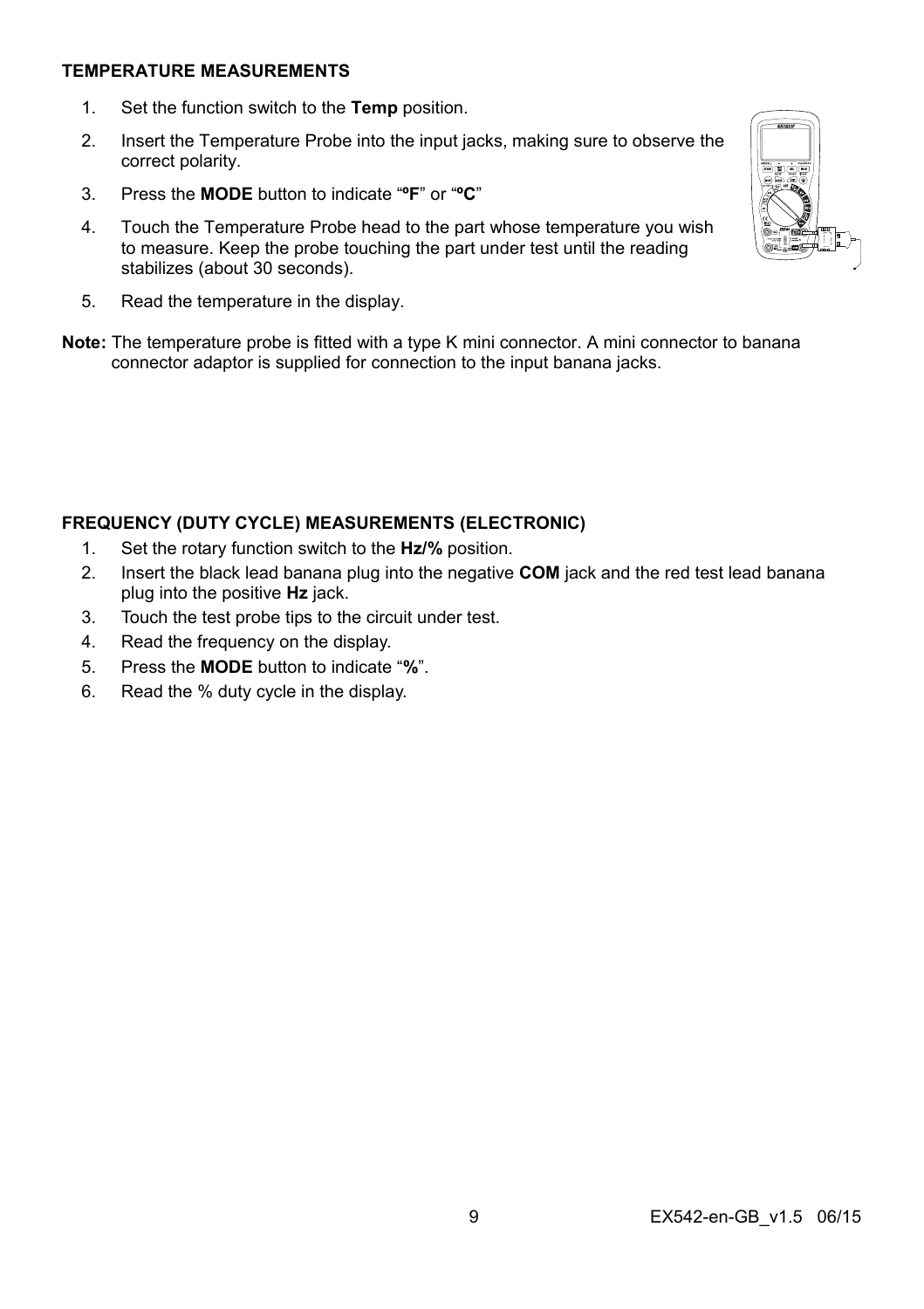## TEMPERATURE MEASUREMENTS

1. Set the function switch to the **Temp** position.
2. Insert the Temperature Probe into the input jacks, making sure to observe the correct polarity.
3. Press the **MODE** button to indicate "**ºF**" or "**ºC**"
4. Touch the Temperature Probe head to the part whose temperature you wish to measure. Keep the probe touching the part under test until the reading stabilizes (about 30 seconds).
5. Read the temperature in the display.

**Note:** The temperature probe is fitted with a type K mini connector. A mini connector to banana connector adaptor is supplied for connection to the input banana jacks.

## FREQUENCY (DUTY CYCLE) MEASUREMENTS (ELECTRONIC)

1. Set the rotary function switch to the **Hz/%** position.
2. Insert the black lead banana plug into the negative **COM** jack and the red test lead banana plug into the positive **Hz** jack.
3. Touch the test probe tips to the circuit under test.
4. Read the frequency on the display.
5. Press the **MODE** button to indicate "**%**".
6. Read the % duty cycle in the display.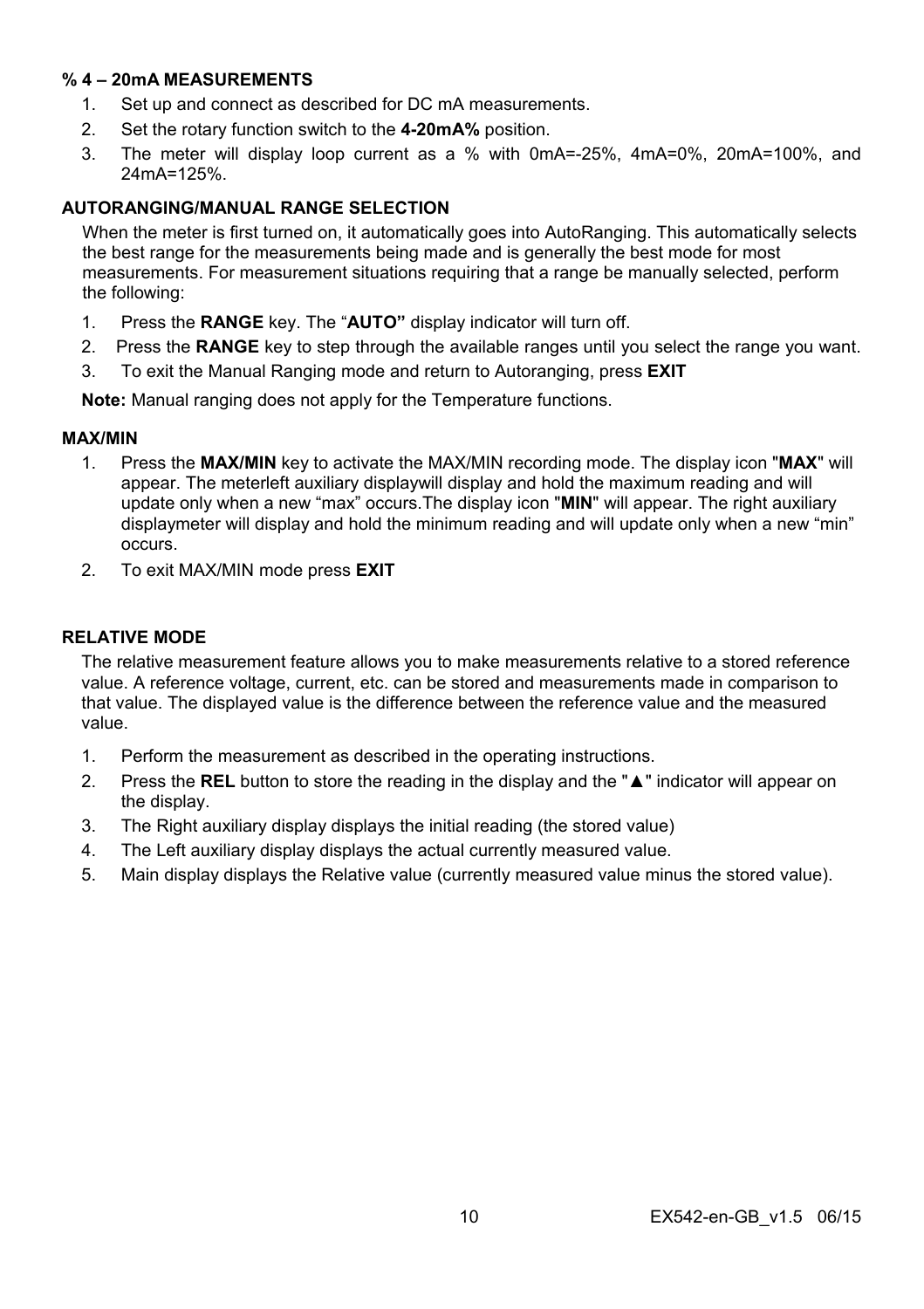### % 4 – 20mA MEASUREMENTS

1. Set up and connect as described for DC mA measurements.
2. Set the rotary function switch to the **4-20mA%** position.
3. The meter will display loop current as a % with 0mA=-25%, 4mA=0%, 20mA=100%, and 24mA=125%.

### AUTORANGING/MANUAL RANGE SELECTION

When the meter is first turned on, it automatically goes into AutoRanging. This automatically selects the best range for the measurements being made and is generally the best mode for most measurements. For measurement situations requiring that a range be manually selected, perform the following:

1. Press the **RANGE** key. The "**AUTO"** display indicator will turn off.
2. Press the **RANGE** key to step through the available ranges until you select the range you want.
3. To exit the Manual Ranging mode and return to Autoranging, press **EXIT**

**Note:** Manual ranging does not apply for the Temperature functions.

### MAX/MIN

1. Press the **MAX/MIN** key to activate the MAX/MIN recording mode. The display icon "**MAX**" will appear. The meterleft auxiliary displaywill display and hold the maximum reading and will update only when a new "max" occurs.The display icon "**MIN**" will appear. The right auxiliary displaymeter will display and hold the minimum reading and will update only when a new "min" occurs.
2. To exit MAX/MIN mode press **EXIT**

### RELATIVE MODE

The relative measurement feature allows you to make measurements relative to a stored reference value. A reference voltage, current, etc. can be stored and measurements made in comparison to that value. The displayed value is the difference between the reference value and the measured value.

1. Perform the measurement as described in the operating instructions.
2. Press the **REL** button to store the reading in the display and the "▲" indicator will appear on the display.
3. The Right auxiliary display displays the initial reading (the stored value)
4. The Left auxiliary display displays the actual currently measured value.
5. Main display displays the Relative value (currently measured value minus the stored value).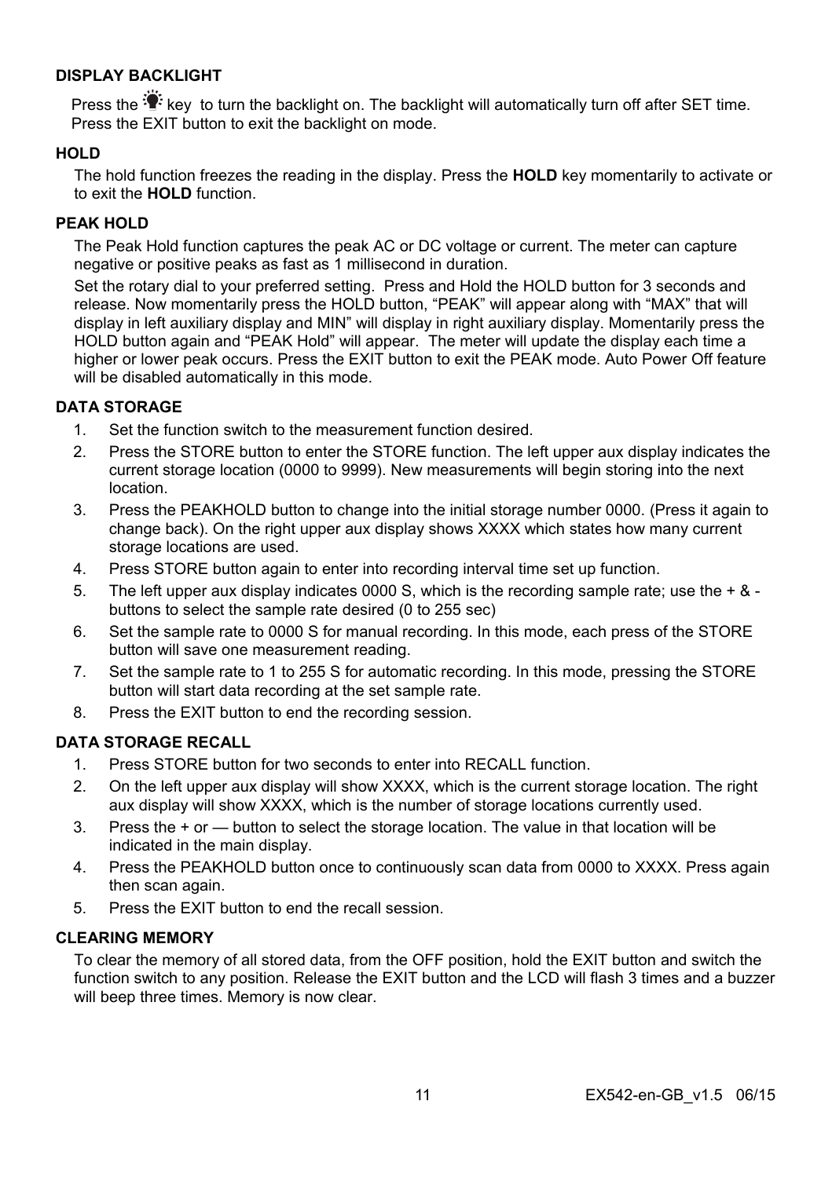### DISPLAY BACKLIGHT

Press the 💡 key to turn the backlight on. The backlight will automatically turn off after SET time. Press the EXIT button to exit the backlight on mode.

### HOLD

The hold function freezes the reading in the display. Press the **HOLD** key momentarily to activate or to exit the **HOLD** function.

### PEAK HOLD

The Peak Hold function captures the peak AC or DC voltage or current. The meter can capture negative or positive peaks as fast as 1 millisecond in duration.

Set the rotary dial to your preferred setting. Press and Hold the HOLD button for 3 seconds and release. Now momentarily press the HOLD button, "PEAK" will appear along with "MAX" that will display in left auxiliary display and MIN" will display in right auxiliary display. Momentarily press the HOLD button again and "PEAK Hold" will appear. The meter will update the display each time a higher or lower peak occurs. Press the EXIT button to exit the PEAK mode. Auto Power Off feature will be disabled automatically in this mode.

### DATA STORAGE

1. Set the function switch to the measurement function desired.
2. Press the STORE button to enter the STORE function. The left upper aux display indicates the current storage location (0000 to 9999). New measurements will begin storing into the next location.
3. Press the PEAKHOLD button to change into the initial storage number 0000. (Press it again to change back). On the right upper aux display shows XXXX which states how many current storage locations are used.
4. Press STORE button again to enter into recording interval time set up function.
5. The left upper aux display indicates 0000 S, which is the recording sample rate; use the + & - buttons to select the sample rate desired (0 to 255 sec)
6. Set the sample rate to 0000 S for manual recording. In this mode, each press of the STORE button will save one measurement reading.
7. Set the sample rate to 1 to 255 S for automatic recording. In this mode, pressing the STORE button will start data recording at the set sample rate.
8. Press the EXIT button to end the recording session.

### DATA STORAGE RECALL

1. Press STORE button for two seconds to enter into RECALL function.
2. On the left upper aux display will show XXXX, which is the current storage location. The right aux display will show XXXX, which is the number of storage locations currently used.
3. Press the + or — button to select the storage location. The value in that location will be indicated in the main display.
4. Press the PEAKHOLD button once to continuously scan data from 0000 to XXXX. Press again then scan again.
5. Press the EXIT button to end the recall session.

### CLEARING MEMORY

To clear the memory of all stored data, from the OFF position, hold the EXIT button and switch the function switch to any position. Release the EXIT button and the LCD will flash 3 times and a buzzer will beep three times. Memory is now clear.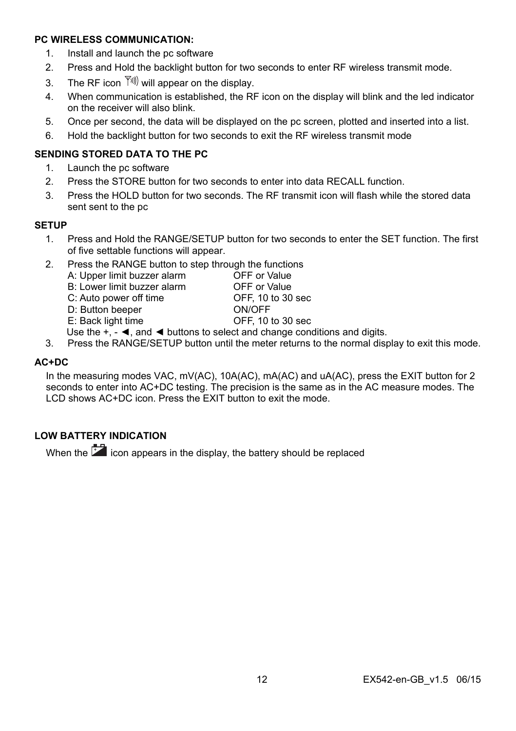**PC WIRELESS COMMUNICATION:**

1. Install and launch the pc software
2. Press and Hold the backlight button for two seconds to enter RF wireless transmit mode.
3. The RF icon will appear on the display.
4. When communication is established, the RF icon on the display will blink and the led indicator on the receiver will also blink.
5. Once per second, the data will be displayed on the pc screen, plotted and inserted into a list.
6. Hold the backlight button for two seconds to exit the RF wireless transmit mode

**SENDING STORED DATA TO THE PC**

1. Launch the pc software
2. Press the STORE button for two seconds to enter into data RECALL function.
3. Press the HOLD button for two seconds. The RF transmit icon will flash while the stored data sent sent to the pc

**SETUP**

1. Press and Hold the RANGE/SETUP button for two seconds to enter the SET function. The first of five settable functions will appear.
2. Press the RANGE button to step through the functions

   | | |
   |---|---|
   | A: Upper limit buzzer alarm | OFF or Value |
   | B: Lower limit buzzer alarm | OFF or Value |
   | C: Auto power off time | OFF, 10 to 30 sec |
   | D: Button beeper | ON/OFF |
   | E: Back light time | OFF, 10 to 30 sec |

   Use the +, - ◄, and ◄ buttons to select and change conditions and digits.
3. Press the RANGE/SETUP button until the meter returns to the normal display to exit this mode.

**AC+DC**

In the measuring modes VAC, mV(AC), 10A(AC), mA(AC) and uA(AC), press the EXIT button for 2 seconds to enter into AC+DC testing. The precision is the same as in the AC measure modes. The LCD shows AC+DC icon. Press the EXIT button to exit the mode.

**LOW BATTERY INDICATION**

When the icon appears in the display, the battery should be replaced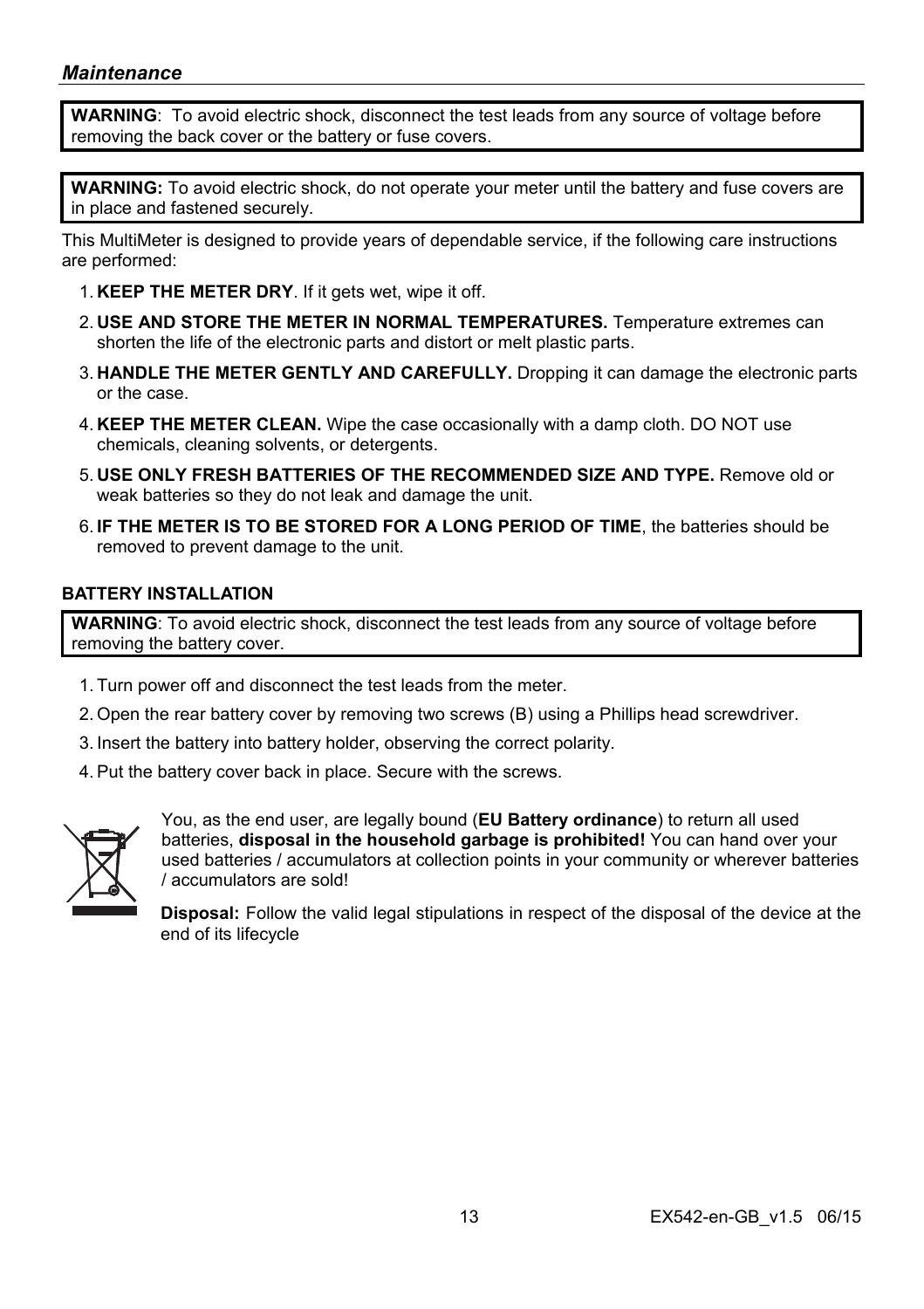## *Maintenance*

**WARNING**: To avoid electric shock, disconnect the test leads from any source of voltage before removing the back cover or the battery or fuse covers.

**WARNING:** To avoid electric shock, do not operate your meter until the battery and fuse covers are in place and fastened securely.

This MultiMeter is designed to provide years of dependable service, if the following care instructions are performed:

1. **KEEP THE METER DRY**. If it gets wet, wipe it off.
2. **USE AND STORE THE METER IN NORMAL TEMPERATURES.** Temperature extremes can shorten the life of the electronic parts and distort or melt plastic parts.
3. **HANDLE THE METER GENTLY AND CAREFULLY.** Dropping it can damage the electronic parts or the case.
4. **KEEP THE METER CLEAN.** Wipe the case occasionally with a damp cloth. DO NOT use chemicals, cleaning solvents, or detergents.
5. **USE ONLY FRESH BATTERIES OF THE RECOMMENDED SIZE AND TYPE.** Remove old or weak batteries so they do not leak and damage the unit.
6. **IF THE METER IS TO BE STORED FOR A LONG PERIOD OF TIME**, the batteries should be removed to prevent damage to the unit.

**BATTERY INSTALLATION**

**WARNING**: To avoid electric shock, disconnect the test leads from any source of voltage before removing the battery cover.

1. Turn power off and disconnect the test leads from the meter.
2. Open the rear battery cover by removing two screws (B) using a Phillips head screwdriver.
3. Insert the battery into battery holder, observing the correct polarity.
4. Put the battery cover back in place. Secure with the screws.

You, as the end user, are legally bound (**EU Battery ordinance**) to return all used batteries, **disposal in the household garbage is prohibited!** You can hand over your used batteries / accumulators at collection points in your community or wherever batteries / accumulators are sold!

**Disposal:** Follow the valid legal stipulations in respect of the disposal of the device at the end of its lifecycle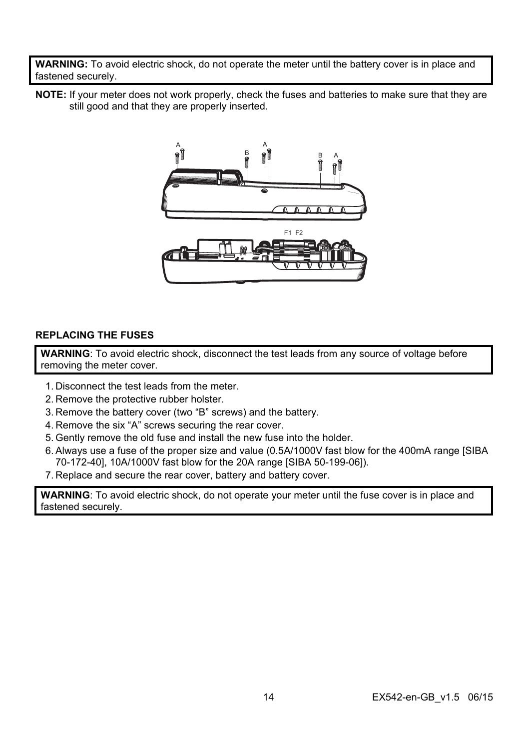> **WARNING:** To avoid electric shock, do not operate the meter until the battery cover is in place and fastened securely.

**NOTE:** If your meter does not work properly, check the fuses and batteries to make sure that they are still good and that they are properly inserted.

### REPLACING THE FUSES

> **WARNING**: To avoid electric shock, disconnect the test leads from any source of voltage before removing the meter cover.

1. Disconnect the test leads from the meter.
2. Remove the protective rubber holster.
3. Remove the battery cover (two “B” screws) and the battery.
4. Remove the six “A” screws securing the rear cover.
5. Gently remove the old fuse and install the new fuse into the holder.
6. Always use a fuse of the proper size and value (0.5A/1000V fast blow for the 400mA range [SIBA 70-172-40], 10A/1000V fast blow for the 20A range [SIBA 50-199-06]).
7. Replace and secure the rear cover, battery and battery cover.

> **WARNING**: To avoid electric shock, do not operate your meter until the fuse cover is in place and fastened securely.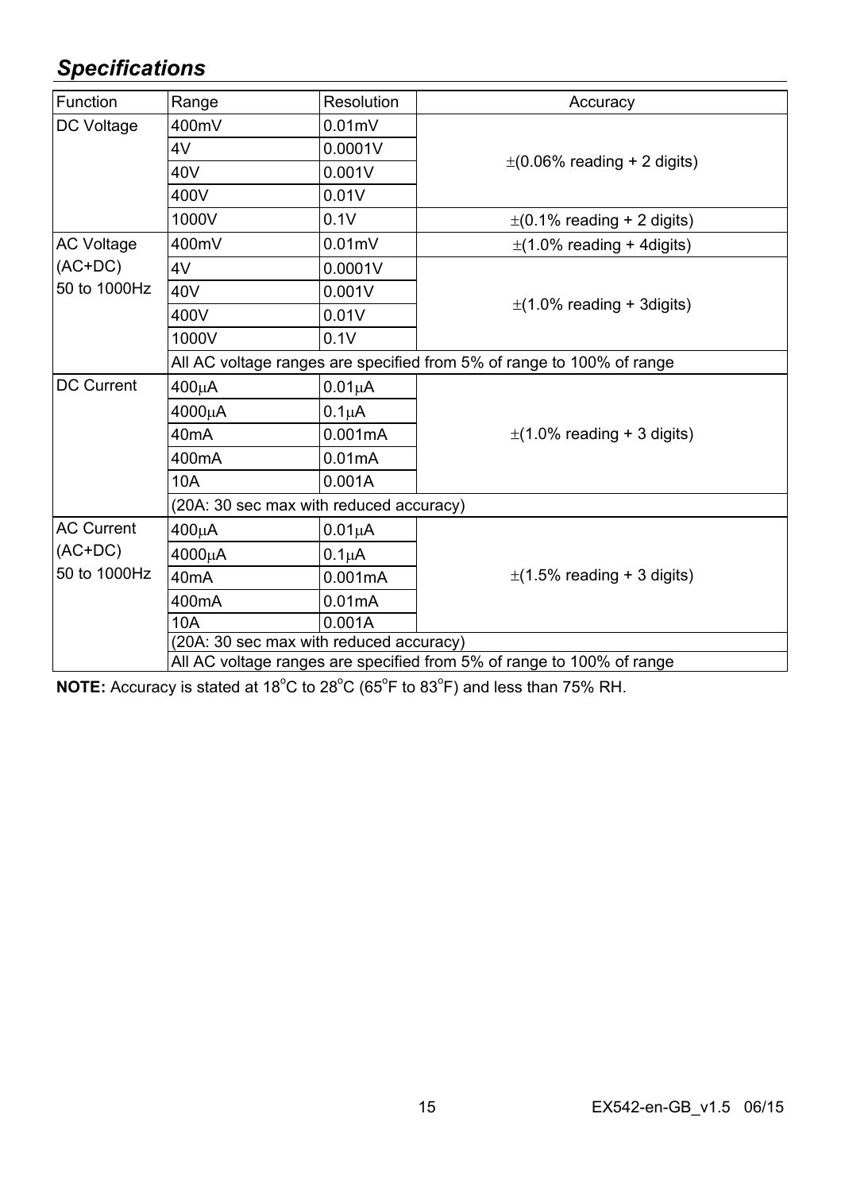## *Specifications*

| Function | Range | Resolution | Accuracy |
|---|---|---|---|
| DC Voltage | 400mV | 0.01mV | ±(0.06% reading + 2 digits) |
| | 4V | 0.0001V | |
| | 40V | 0.001V | |
| | 400V | 0.01V | |
| | 1000V | 0.1V | ±(0.1% reading + 2 digits) |
| AC Voltage (AC+DC) 50 to 1000Hz | 400mV | 0.01mV | ±(1.0% reading + 4digits) |
| | 4V | 0.0001V | ±(1.0% reading + 3digits) |
| | 40V | 0.001V | |
| | 400V | 0.01V | |
| | 1000V | 0.1V | |
| | All AC voltage ranges are specified from 5% of range to 100% of range | | |
| DC Current | 400μA | 0.01μA | ±(1.0% reading + 3 digits) |
| | 4000μA | 0.1μA | |
| | 40mA | 0.001mA | |
| | 400mA | 0.01mA | |
| | 10A | 0.001A | |
| | (20A: 30 sec max with reduced accuracy) | | |
| AC Current (AC+DC) 50 to 1000Hz | 400μA | 0.01μA | ±(1.5% reading + 3 digits) |
| | 4000μA | 0.1μA | |
| | 40mA | 0.001mA | |
| | 400mA | 0.01mA | |
| | 10A | 0.001A | |
| | (20A: 30 sec max with reduced accuracy) | | |
| | All AC voltage ranges are specified from 5% of range to 100% of range | | |

**NOTE:** Accuracy is stated at 18°C to 28°C (65°F to 83°F) and less than 75% RH.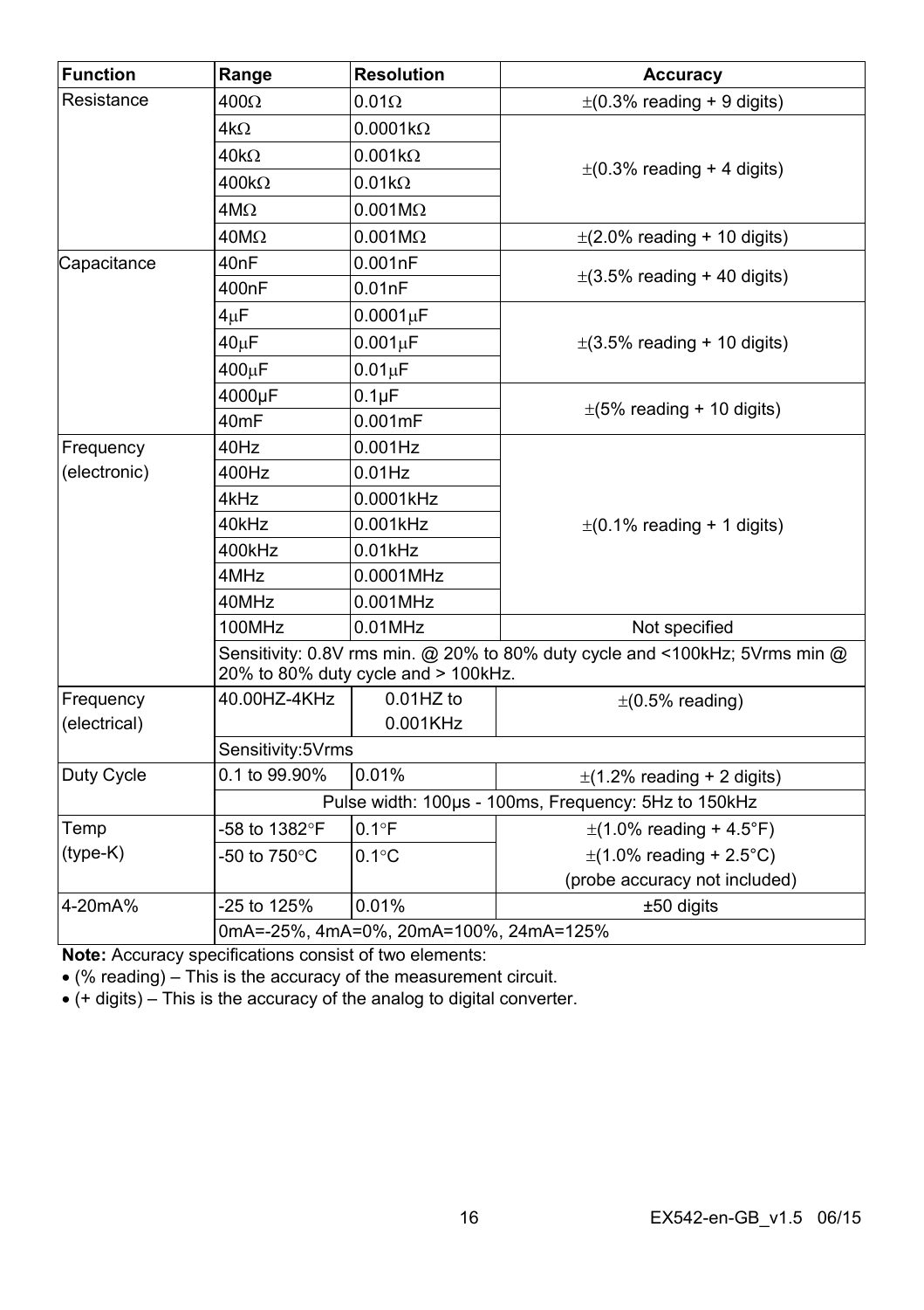| Function | Range | Resolution | Accuracy |
|---|---|---|---|
| Resistance | 400Ω | 0.01Ω | ±(0.3% reading + 9 digits) |
| | 4kΩ | 0.0001kΩ | ±(0.3% reading + 4 digits) |
| | 40kΩ | 0.001kΩ | |
| | 400kΩ | 0.01kΩ | |
| | 4MΩ | 0.001MΩ | |
| | 40MΩ | 0.001MΩ | ±(2.0% reading + 10 digits) |
| Capacitance | 40nF | 0.001nF | ±(3.5% reading + 40 digits) |
| | 400nF | 0.01nF | |
| | 4μF | 0.0001μF | ±(3.5% reading + 10 digits) |
| | 40μF | 0.001μF | |
| | 400μF | 0.01μF | |
| | 4000μF | 0.1μF | ±(5% reading + 10 digits) |
| | 40mF | 0.001mF | |
| Frequency (electronic) | 40Hz | 0.001Hz | ±(0.1% reading + 1 digits) |
| | 400Hz | 0.01Hz | |
| | 4kHz | 0.0001kHz | |
| | 40kHz | 0.001kHz | |
| | 400kHz | 0.01kHz | |
| | 4MHz | 0.0001MHz | |
| | 40MHz | 0.001MHz | |
| | 100MHz | 0.01MHz | Not specified |
| | Sensitivity: 0.8V rms min. @ 20% to 80% duty cycle and <100kHz; 5Vrms min @ 20% to 80% duty cycle and > 100kHz. | | |
| Frequency (electrical) | 40.00HZ-4KHz | 0.01HZ to 0.001KHz | ±(0.5% reading) |
| | Sensitivity:5Vrms | | |
| Duty Cycle | 0.1 to 99.90% | 0.01% | ±(1.2% reading + 2 digits) |
| | Pulse width: 100μs - 100ms, Frequency: 5Hz to 150kHz | | |
| Temp (type-K) | -58 to 1382°F | 0.1°F | ±(1.0% reading + 4.5°F) |
| | -50 to 750°C | 0.1°C | ±(1.0% reading + 2.5°C) (probe accuracy not included) |
| 4-20mA% | -25 to 125% | 0.01% | ±50 digits |
| | 0mA=-25%, 4mA=0%, 20mA=100%, 24mA=125% | | |

**Note:** Accuracy specifications consist of two elements:

- (% reading) – This is the accuracy of the measurement circuit.
- (+ digits) – This is the accuracy of the analog to digital converter.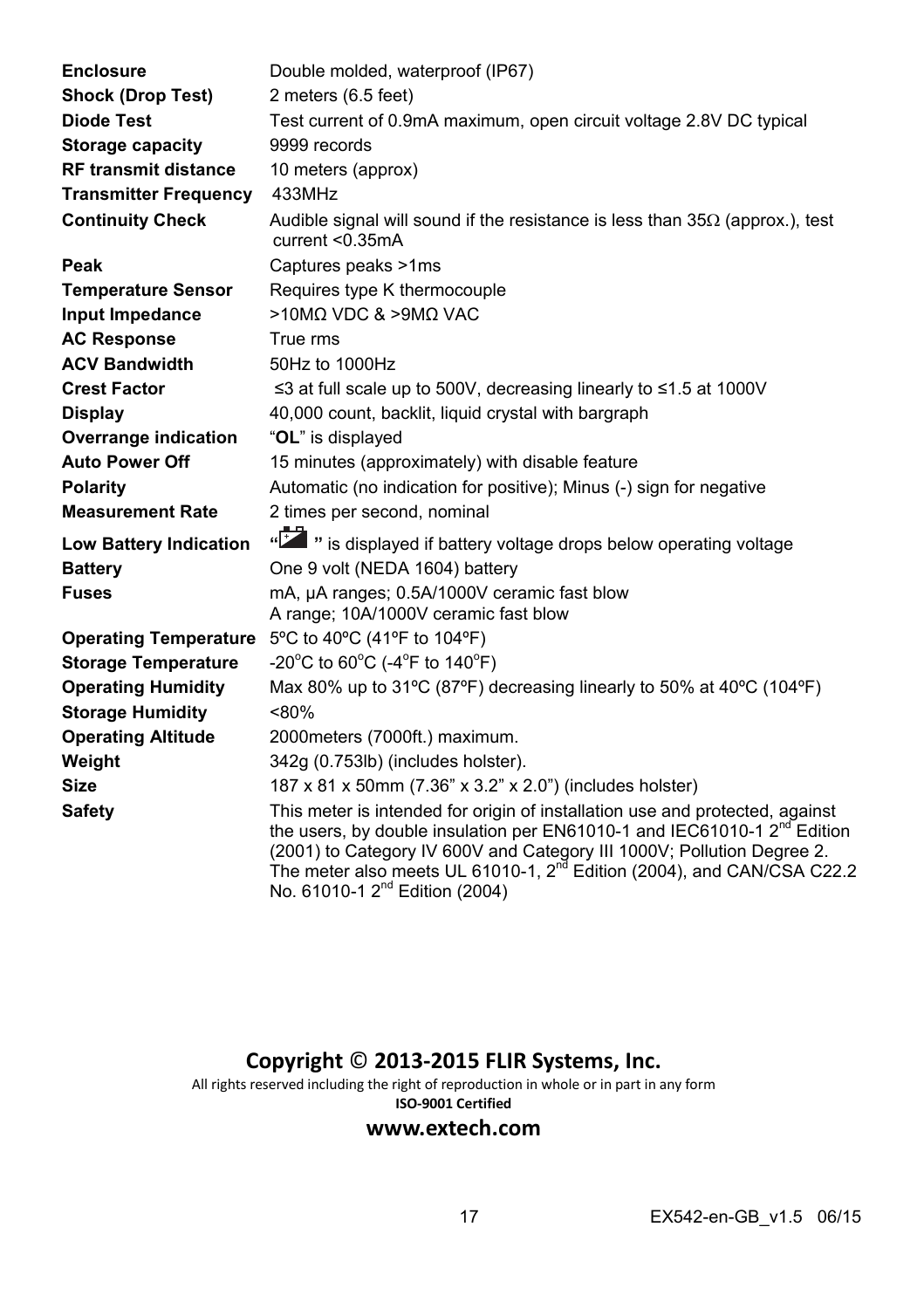| | |
|---|---|
| **Enclosure** | Double molded, waterproof (IP67) |
| **Shock (Drop Test)** | 2 meters (6.5 feet) |
| **Diode Test** | Test current of 0.9mA maximum, open circuit voltage 2.8V DC typical |
| **Storage capacity** | 9999 records |
| **RF transmit distance** | 10 meters (approx) |
| **Transmitter Frequency** | 433MHz |
| **Continuity Check** | Audible signal will sound if the resistance is less than 35Ω (approx.), test current <0.35mA |
| **Peak** | Captures peaks >1ms |
| **Temperature Sensor** | Requires type K thermocouple |
| **Input Impedance** | >10MΩ VDC & >9MΩ VAC |
| **AC Response** | True rms |
| **ACV Bandwidth** | 50Hz to 1000Hz |
| **Crest Factor** | ≤3 at full scale up to 500V, decreasing linearly to ≤1.5 at 1000V |
| **Display** | 40,000 count, backlit, liquid crystal with bargraph |
| **Overrange indication** | "**OL**" is displayed |
| **Auto Power Off** | 15 minutes (approximately) with disable feature |
| **Polarity** | Automatic (no indication for positive); Minus (-) sign for negative |
| **Measurement Rate** | 2 times per second, nominal |
| **Low Battery Indication** | " " is displayed if battery voltage drops below operating voltage |
| **Battery** | One 9 volt (NEDA 1604) battery |
| **Fuses** | mA, µA ranges; 0.5A/1000V ceramic fast blow<br>A range; 10A/1000V ceramic fast blow |
| **Operating Temperature** | 5ºC to 40ºC (41ºF to 104ºF) |
| **Storage Temperature** | -20°C to 60°C (-4°F to 140°F) |
| **Operating Humidity** | Max 80% up to 31ºC (87ºF) decreasing linearly to 50% at 40ºC (104ºF) |
| **Storage Humidity** | <80% |
| **Operating Altitude** | 2000meters (7000ft.) maximum. |
| **Weight** | 342g (0.753lb) (includes holster). |
| **Size** | 187 x 81 x 50mm (7.36" x 3.2" x 2.0") (includes holster) |
| **Safety** | This meter is intended for origin of installation use and protected, against the users, by double insulation per EN61010-1 and IEC61010-1 2nd Edition (2001) to Category IV 600V and Category III 1000V; Pollution Degree 2. The meter also meets UL 61010-1, 2nd Edition (2004), and CAN/CSA C22.2 No. 61010-1 2nd Edition (2004) |

**Copyright © 2013-2015 FLIR Systems, Inc.**

All rights reserved including the right of reproduction in whole or in part in any form

**ISO-9001 Certified**

**www.extech.com**

EX542-en-GB_v1.5 06/15